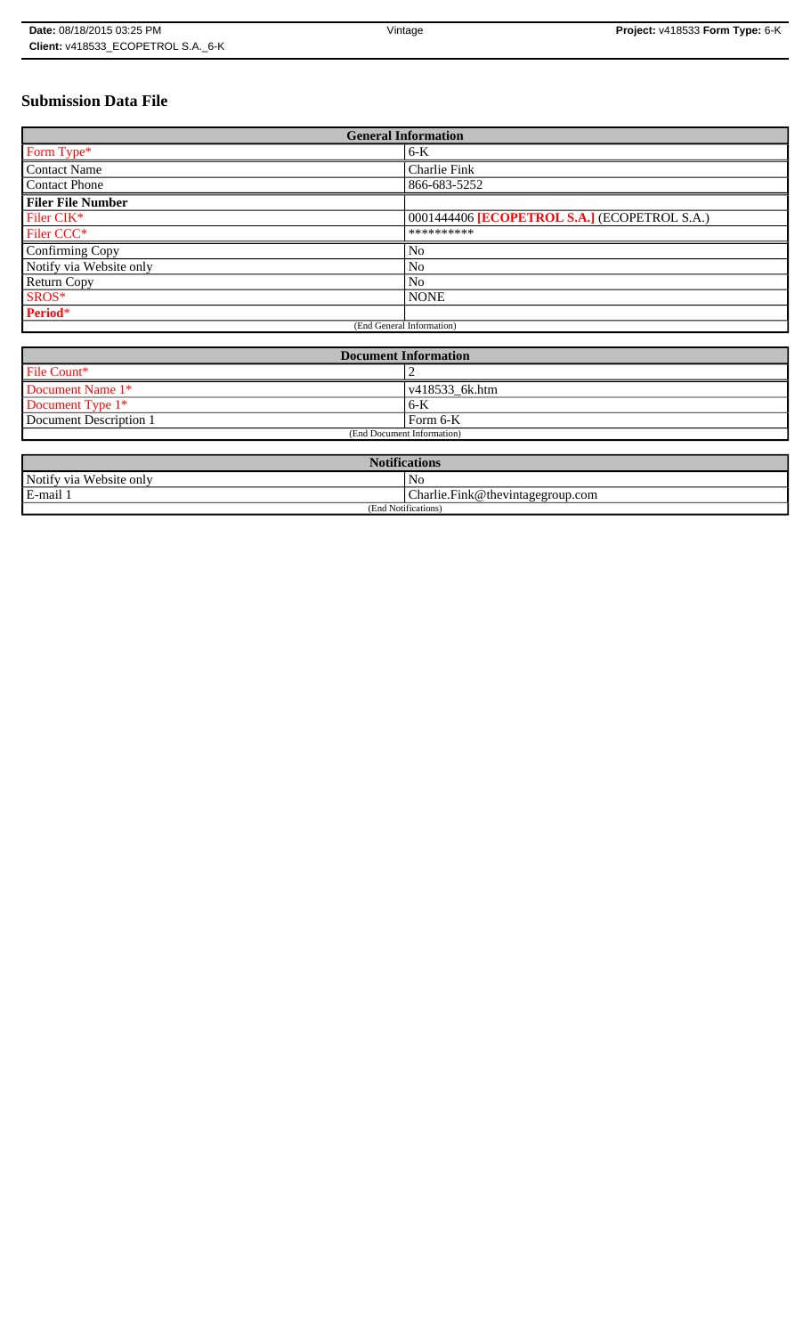# Submission Data File

| General Information | |
|---|---|
| Form Type* | 6-K |
| Contact Name | Charlie Fink |
| Contact Phone | 866-683-5252 |
| **Filer File Number** | |
| Filer CIK* | 0001444406 **[ECOPETROL S.A.]** (ECOPETROL S.A.) |
| Filer CCC* | ********** |
| Confirming Copy | No |
| Notify via Website only | No |
| Return Copy | No |
| SROS* | NONE |
| **Period*** | |
| (End General Information) | |

| Document Information | |
|---|---|
| File Count* | 2 |
| Document Name 1* | v418533_6k.htm |
| Document Type 1* | 6-K |
| Document Description 1 | Form 6-K |
| (End Document Information) | |

| Notifications | |
|---|---|
| Notify via Website only | No |
| E-mail 1 | Charlie.Fink@thevintagegroup.com |
| (End Notifications) | |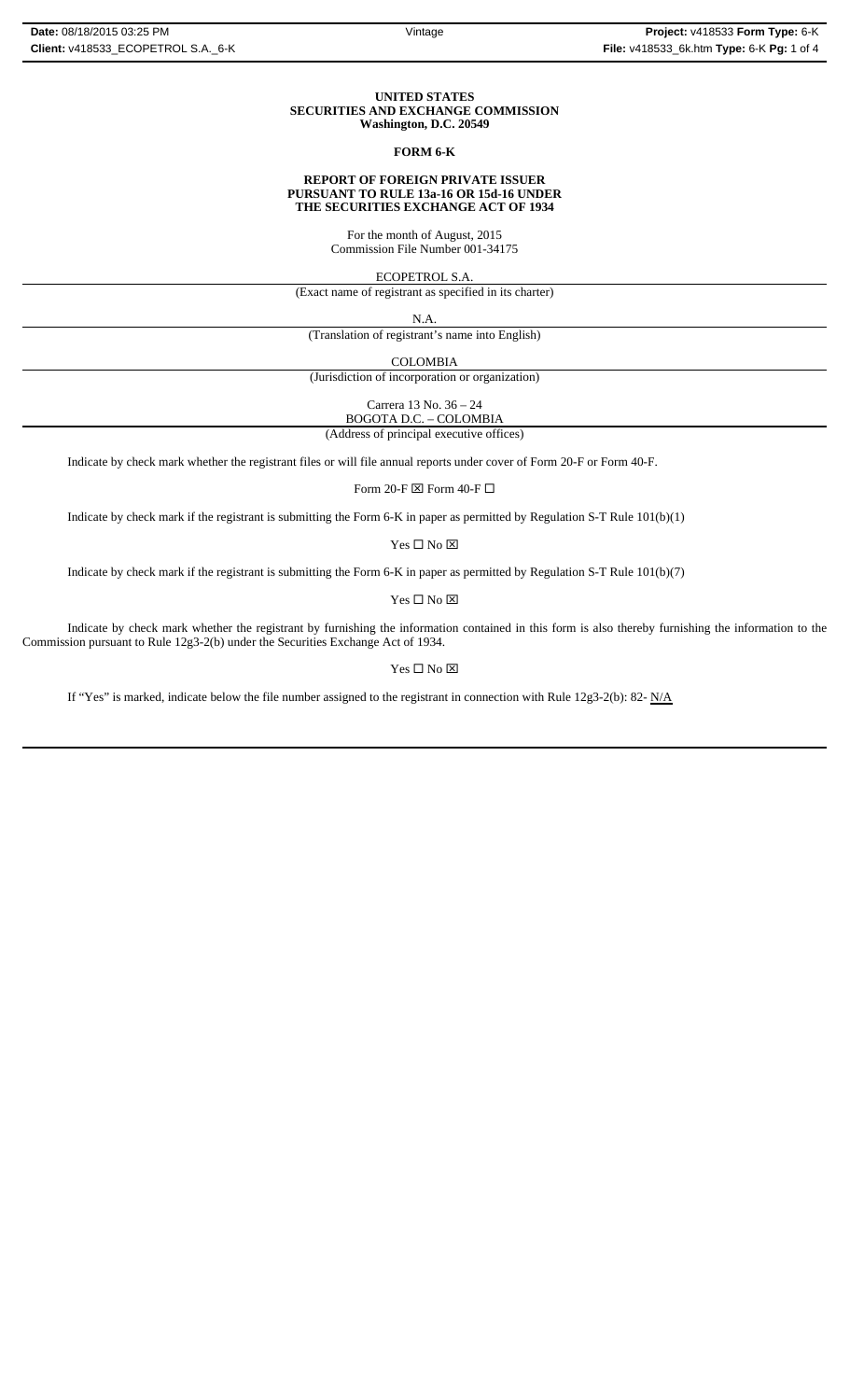**UNITED STATES**
**SECURITIES AND EXCHANGE COMMISSION**
**Washington, D.C. 20549**

**FORM 6-K**

**REPORT OF FOREIGN PRIVATE ISSUER**
**PURSUANT TO RULE 13a-16 OR 15d-16 UNDER**
**THE SECURITIES EXCHANGE ACT OF 1934**

For the month of August, 2015
Commission File Number 001-34175

ECOPETROL S.A.
(Exact name of registrant as specified in its charter)

N.A.
(Translation of registrant's name into English)

COLOMBIA
(Jurisdiction of incorporation or organization)

Carrera 13 No. 36 – 24
BOGOTA D.C. – COLOMBIA
(Address of principal executive offices)

Indicate by check mark whether the registrant files or will file annual reports under cover of Form 20-F or Form 40-F.

Form 20-F ☒ Form 40-F ☐

Indicate by check mark if the registrant is submitting the Form 6-K in paper as permitted by Regulation S-T Rule 101(b)(1)

Yes ☐ No ☒

Indicate by check mark if the registrant is submitting the Form 6-K in paper as permitted by Regulation S-T Rule 101(b)(7)

Yes ☐ No ☒

Indicate by check mark whether the registrant by furnishing the information contained in this form is also thereby furnishing the information to the Commission pursuant to Rule 12g3-2(b) under the Securities Exchange Act of 1934.

Yes ☐ No ☒

If "Yes" is marked, indicate below the file number assigned to the registrant in connection with Rule 12g3-2(b): 82- N/A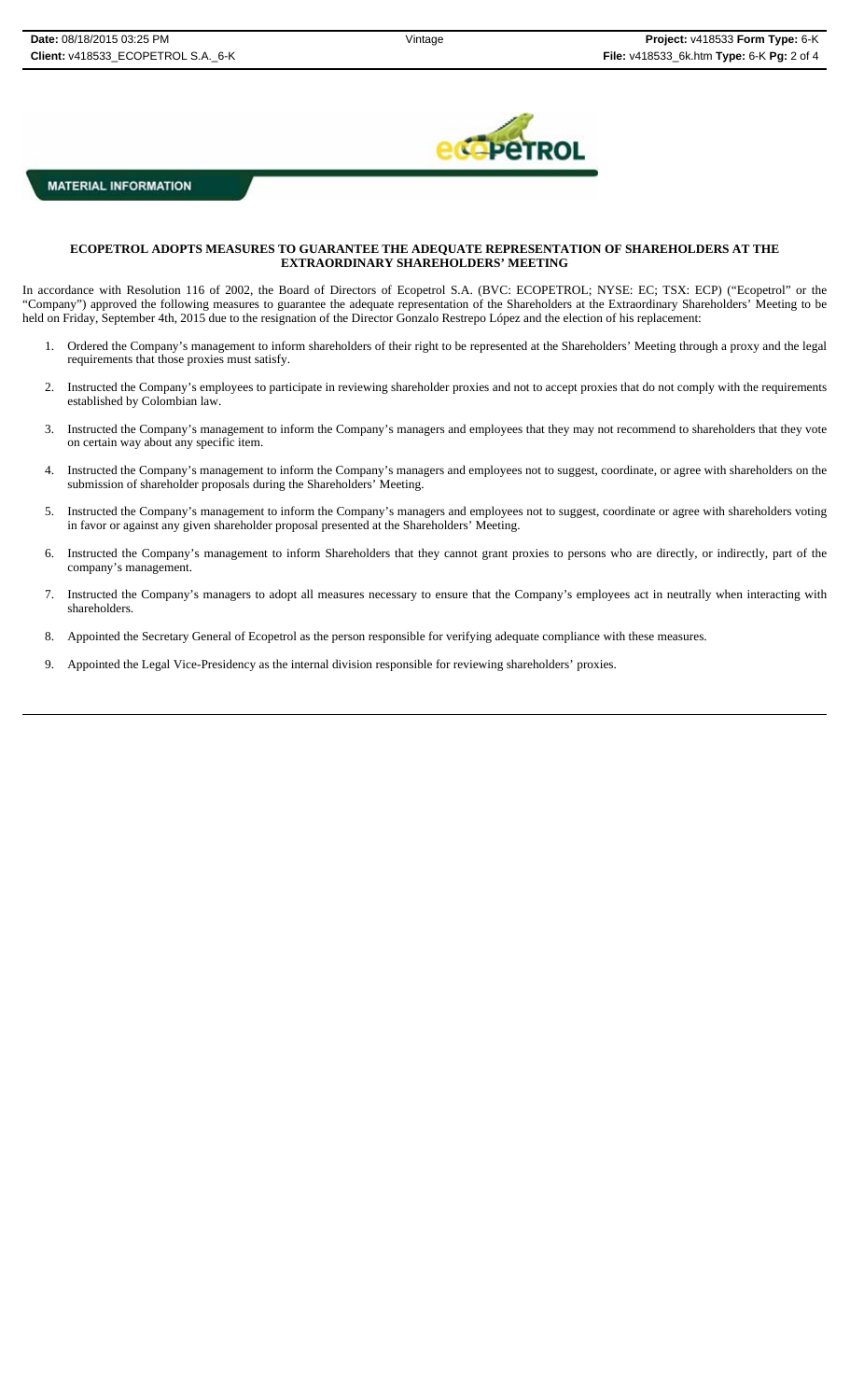**MATERIAL INFORMATION**

**ECOPETROL ADOPTS MEASURES TO GUARANTEE THE ADEQUATE REPRESENTATION OF SHAREHOLDERS AT THE EXTRAORDINARY SHAREHOLDERS' MEETING**

In accordance with Resolution 116 of 2002, the Board of Directors of Ecopetrol S.A. (BVC: ECOPETROL; NYSE: EC; TSX: ECP) ("Ecopetrol" or the "Company") approved the following measures to guarantee the adequate representation of the Shareholders at the Extraordinary Shareholders' Meeting to be held on Friday, September 4th, 2015 due to the resignation of the Director Gonzalo Restrepo López and the election of his replacement:

1. Ordered the Company's management to inform shareholders of their right to be represented at the Shareholders' Meeting through a proxy and the legal requirements that those proxies must satisfy.
2. Instructed the Company's employees to participate in reviewing shareholder proxies and not to accept proxies that do not comply with the requirements established by Colombian law.
3. Instructed the Company's management to inform the Company's managers and employees that they may not recommend to shareholders that they vote on certain way about any specific item.
4. Instructed the Company's management to inform the Company's managers and employees not to suggest, coordinate, or agree with shareholders on the submission of shareholder proposals during the Shareholders' Meeting.
5. Instructed the Company's management to inform the Company's managers and employees not to suggest, coordinate or agree with shareholders voting in favor or against any given shareholder proposal presented at the Shareholders' Meeting.
6. Instructed the Company's management to inform Shareholders that they cannot grant proxies to persons who are directly, or indirectly, part of the company's management.
7. Instructed the Company's managers to adopt all measures necessary to ensure that the Company's employees act in neutrally when interacting with shareholders.
8. Appointed the Secretary General of Ecopetrol as the person responsible for verifying adequate compliance with these measures.
9. Appointed the Legal Vice-Presidency as the internal division responsible for reviewing shareholders' proxies.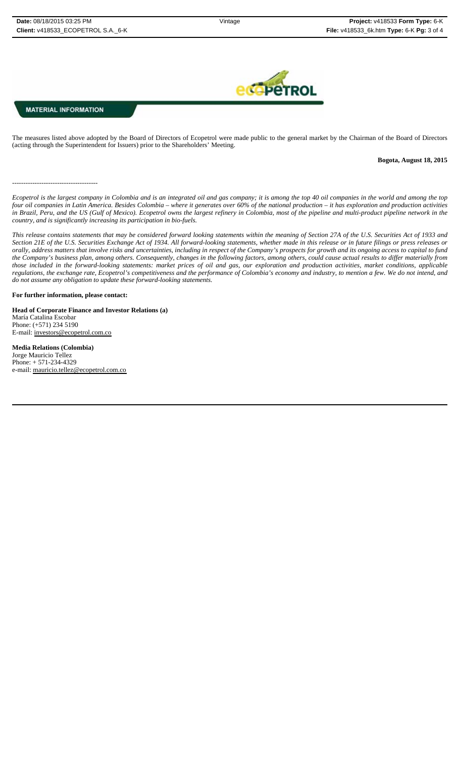**MATERIAL INFORMATION**

The measures listed above adopted by the Board of Directors of Ecopetrol were made public to the general market by the Chairman of the Board of Directors (acting through the Superintendent for Issuers) prior to the Shareholders' Meeting.

**Bogota, August 18, 2015**

--------------------------------------

*Ecopetrol is the largest company in Colombia and is an integrated oil and gas company; it is among the top 40 oil companies in the world and among the top four oil companies in Latin America. Besides Colombia – where it generates over 60% of the national production – it has exploration and production activities in Brazil, Peru, and the US (Gulf of Mexico). Ecopetrol owns the largest refinery in Colombia, most of the pipeline and multi-product pipeline network in the country, and is significantly increasing its participation in bio-fuels.*

*This release contains statements that may be considered forward looking statements within the meaning of Section 27A of the U.S. Securities Act of 1933 and Section 21E of the U.S. Securities Exchange Act of 1934. All forward-looking statements, whether made in this release or in future filings or press releases or orally, address matters that involve risks and uncertainties, including in respect of the Company's prospects for growth and its ongoing access to capital to fund the Company's business plan, among others. Consequently, changes in the following factors, among others, could cause actual results to differ materially from those included in the forward-looking statements: market prices of oil and gas, our exploration and production activities, market conditions, applicable regulations, the exchange rate, Ecopetrol's competitiveness and the performance of Colombia's economy and industry, to mention a few. We do not intend, and do not assume any obligation to update these forward-looking statements.*

**For further information, please contact:**

**Head of Corporate Finance and Investor Relations (a)**
María Catalina Escobar
Phone: (+571) 234 5190
E-mail: investors@ecopetrol.com.co

**Media Relations (Colombia)**
Jorge Mauricio Tellez
Phone: + 571-234-4329
e-mail: mauricio.tellez@ecopetrol.com.co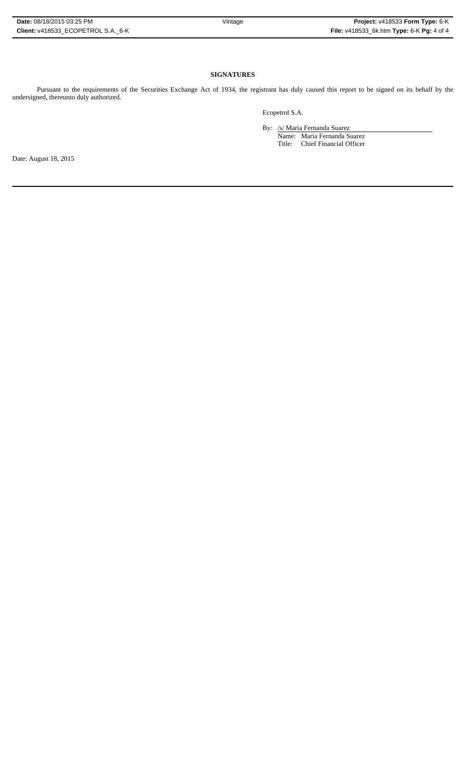## SIGNATURES

Pursuant to the requirements of the Securities Exchange Act of 1934, the registrant has duly caused this report to be signed on its behalf by the undersigned, thereunto duly authorized.

Ecopetrol S.A.

By: /s/ Maria Fernanda Suarez

Name: Maria Fernanda Suarez

Title: Chief Financial Officer

Date: August 18, 2015